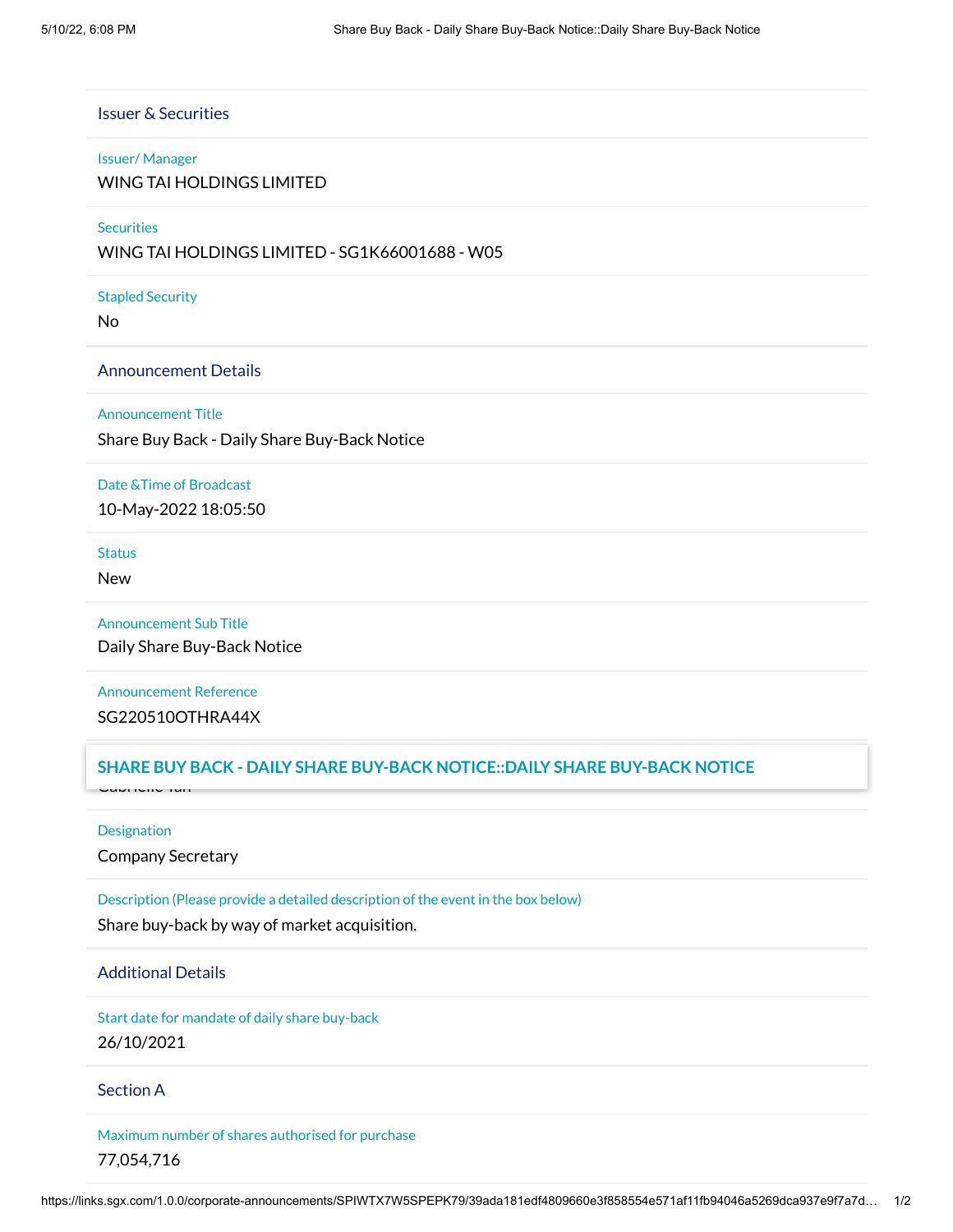## Issuer & Securities

**Issuer/ Manager**

WING TAI HOLDINGS LIMITED

**Securities**

WING TAI HOLDINGS LIMITED - SG1K66001688 - W05

**Stapled Security**

No

## Announcement Details

**Announcement Title**

Share Buy Back - Daily Share Buy-Back Notice

**Date &Time of Broadcast**

10-May-2022 18:05:50

**Status**

New

**Announcement Sub Title**

Daily Share Buy-Back Notice

**Announcement Reference**

SG220510OTHRA44X

**SHARE BUY BACK - DAILY SHARE BUY-BACK NOTICE::DAILY SHARE BUY-BACK NOTICE**

Gabrielle Tan

**Designation**

Company Secretary

**Description (Please provide a detailed description of the event in the box below)**

Share buy-back by way of market acquisition.

## Additional Details

**Start date for mandate of daily share buy-back**

26/10/2021

## Section A

**Maximum number of shares authorised for purchase**

77,054,716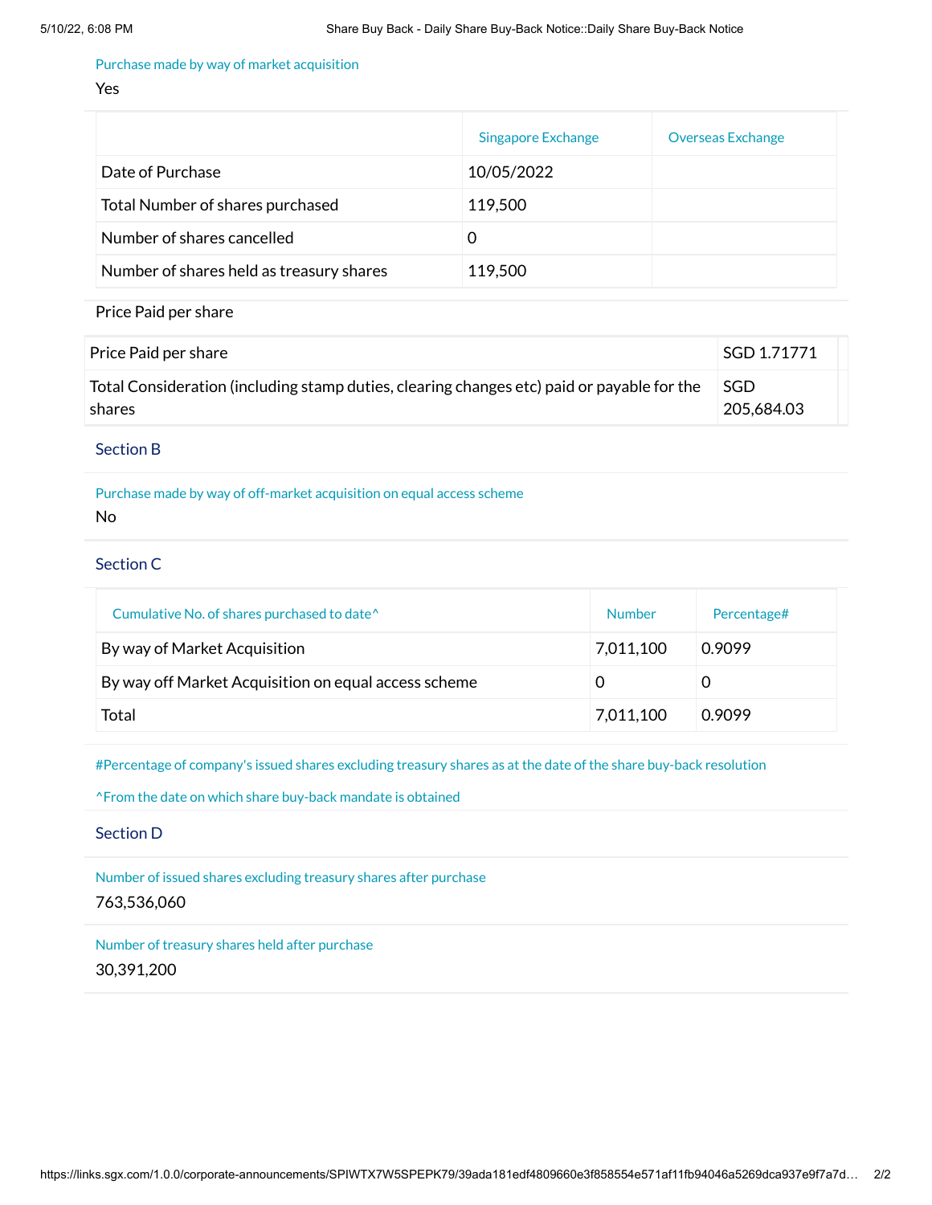Purchase made by way of market acquisition

Yes

| | Singapore Exchange | Overseas Exchange |
|---|---|---|
| Date of Purchase | 10/05/2022 | |
| Total Number of shares purchased | 119,500 | |
| Number of shares cancelled | 0 | |
| Number of shares held as treasury shares | 119,500 | |

Price Paid per share

| | |
|---|---|
| Price Paid per share | SGD 1.71771 |
| Total Consideration (including stamp duties, clearing changes etc) paid or payable for the shares | SGD 205,684.03 |

## Section B

Purchase made by way of off-market acquisition on equal access scheme

No

## Section C

| Cumulative No. of shares purchased to date^ | Number | Percentage# |
|---|---|---|
| By way of Market Acquisition | 7,011,100 | 0.9099 |
| By way off Market Acquisition on equal access scheme | 0 | 0 |
| Total | 7,011,100 | 0.9099 |

#Percentage of company's issued shares excluding treasury shares as at the date of the share buy-back resolution

^From the date on which share buy-back mandate is obtained

## Section D

Number of issued shares excluding treasury shares after purchase

763,536,060

Number of treasury shares held after purchase

30,391,200